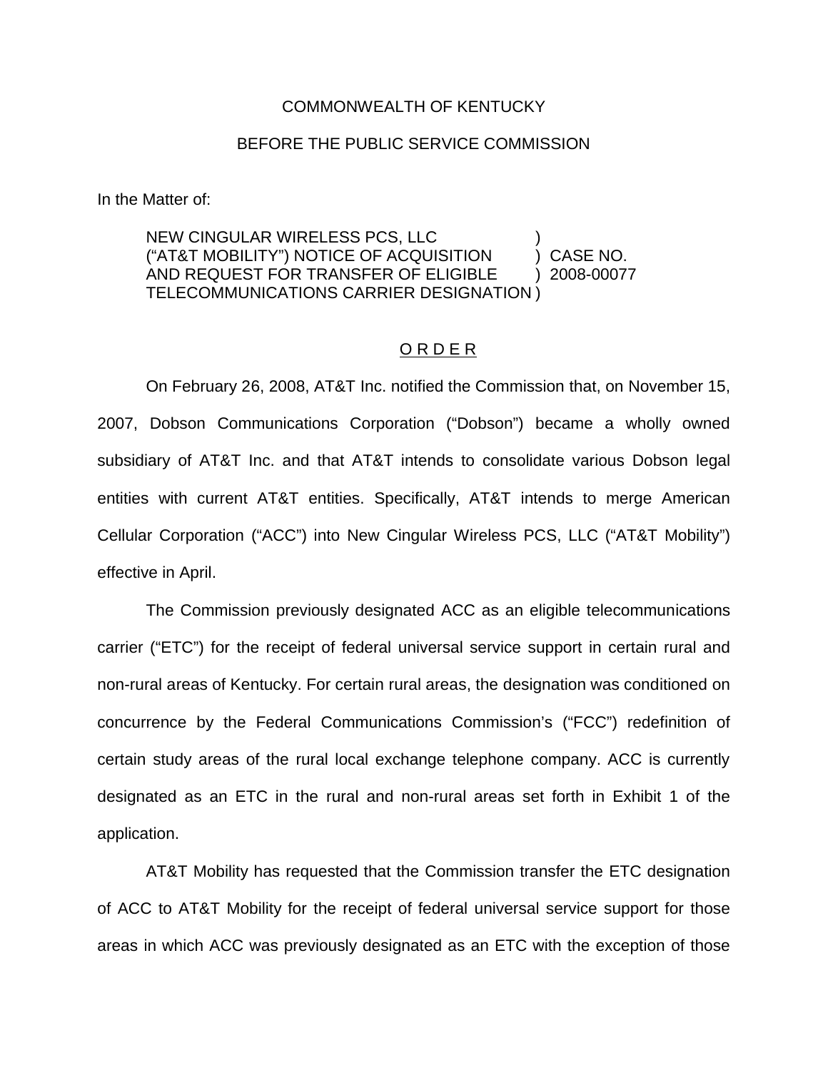COMMONWEALTH OF KENTUCKY

BEFORE THE PUBLIC SERVICE COMMISSION

In the Matter of:

NEW CINGULAR WIRELESS PCS, LLC ("AT&T MOBILITY") NOTICE OF ACQUISITION AND REQUEST FOR TRANSFER OF ELIGIBLE TELECOMMUNICATIONS CARRIER DESIGNATION ) CASE NO. 2008-00077

O R D E R

On February 26, 2008, AT&T Inc. notified the Commission that, on November 15, 2007, Dobson Communications Corporation ("Dobson") became a wholly owned subsidiary of AT&T Inc. and that AT&T intends to consolidate various Dobson legal entities with current AT&T entities. Specifically, AT&T intends to merge American Cellular Corporation ("ACC") into New Cingular Wireless PCS, LLC ("AT&T Mobility") effective in April.

The Commission previously designated ACC as an eligible telecommunications carrier ("ETC") for the receipt of federal universal service support in certain rural and non-rural areas of Kentucky. For certain rural areas, the designation was conditioned on concurrence by the Federal Communications Commission's ("FCC") redefinition of certain study areas of the rural local exchange telephone company. ACC is currently designated as an ETC in the rural and non-rural areas set forth in Exhibit 1 of the application.

AT&T Mobility has requested that the Commission transfer the ETC designation of ACC to AT&T Mobility for the receipt of federal universal service support for those areas in which ACC was previously designated as an ETC with the exception of those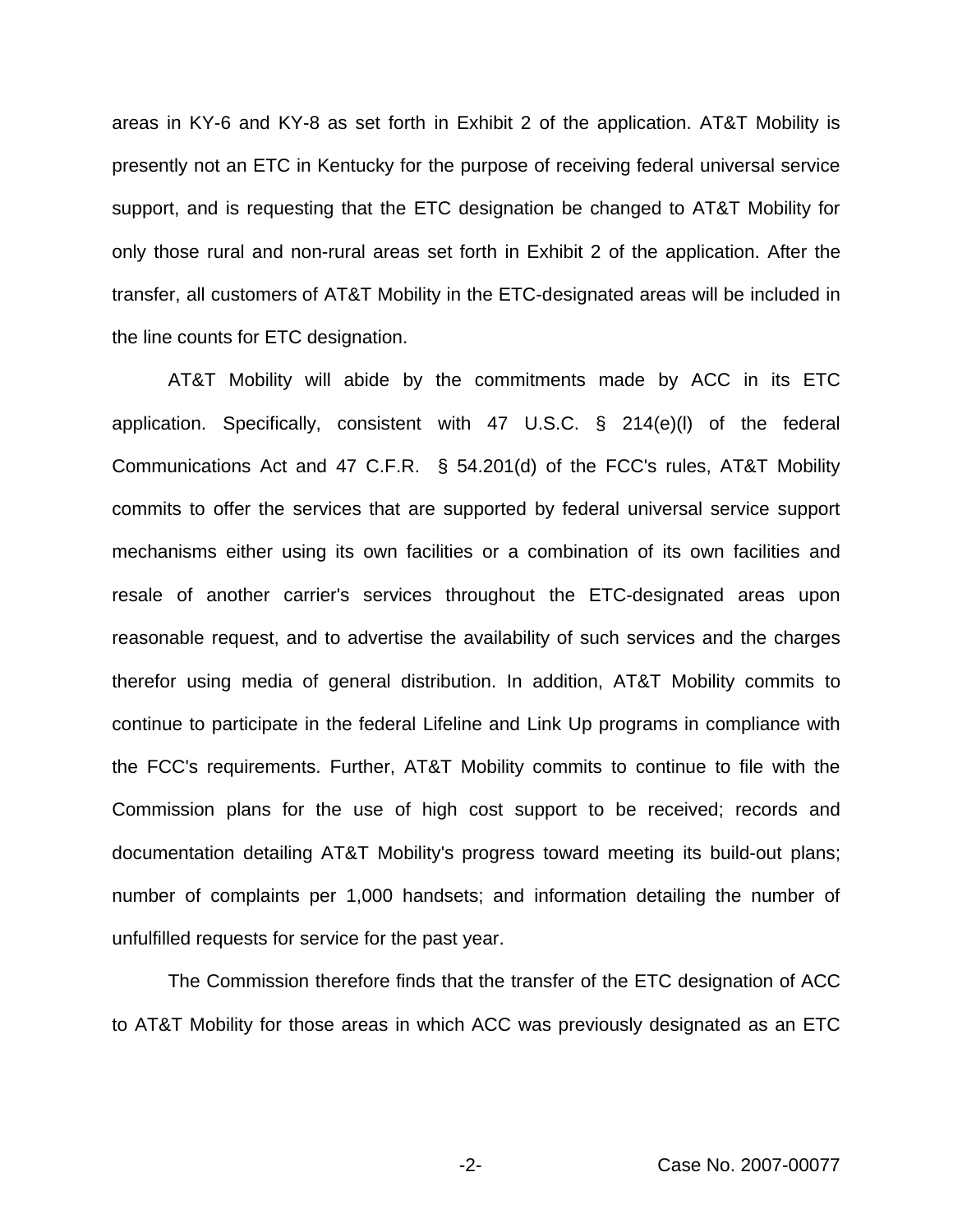areas in KY-6 and KY-8 as set forth in Exhibit 2 of the application. AT&T Mobility is presently not an ETC in Kentucky for the purpose of receiving federal universal service support, and is requesting that the ETC designation be changed to AT&T Mobility for only those rural and non-rural areas set forth in Exhibit 2 of the application. After the transfer, all customers of AT&T Mobility in the ETC-designated areas will be included in the line counts for ETC designation.

AT&T Mobility will abide by the commitments made by ACC in its ETC application. Specifically, consistent with 47 U.S.C. § 214(e)(l) of the federal Communications Act and 47 C.F.R. § 54.201(d) of the FCC's rules, AT&T Mobility commits to offer the services that are supported by federal universal service support mechanisms either using its own facilities or a combination of its own facilities and resale of another carrier's services throughout the ETC-designated areas upon reasonable request, and to advertise the availability of such services and the charges therefor using media of general distribution. In addition, AT&T Mobility commits to continue to participate in the federal Lifeline and Link Up programs in compliance with the FCC's requirements. Further, AT&T Mobility commits to continue to file with the Commission plans for the use of high cost support to be received; records and documentation detailing AT&T Mobility's progress toward meeting its build-out plans; number of complaints per 1,000 handsets; and information detailing the number of unfulfilled requests for service for the past year.

The Commission therefore finds that the transfer of the ETC designation of ACC to AT&T Mobility for those areas in which ACC was previously designated as an ETC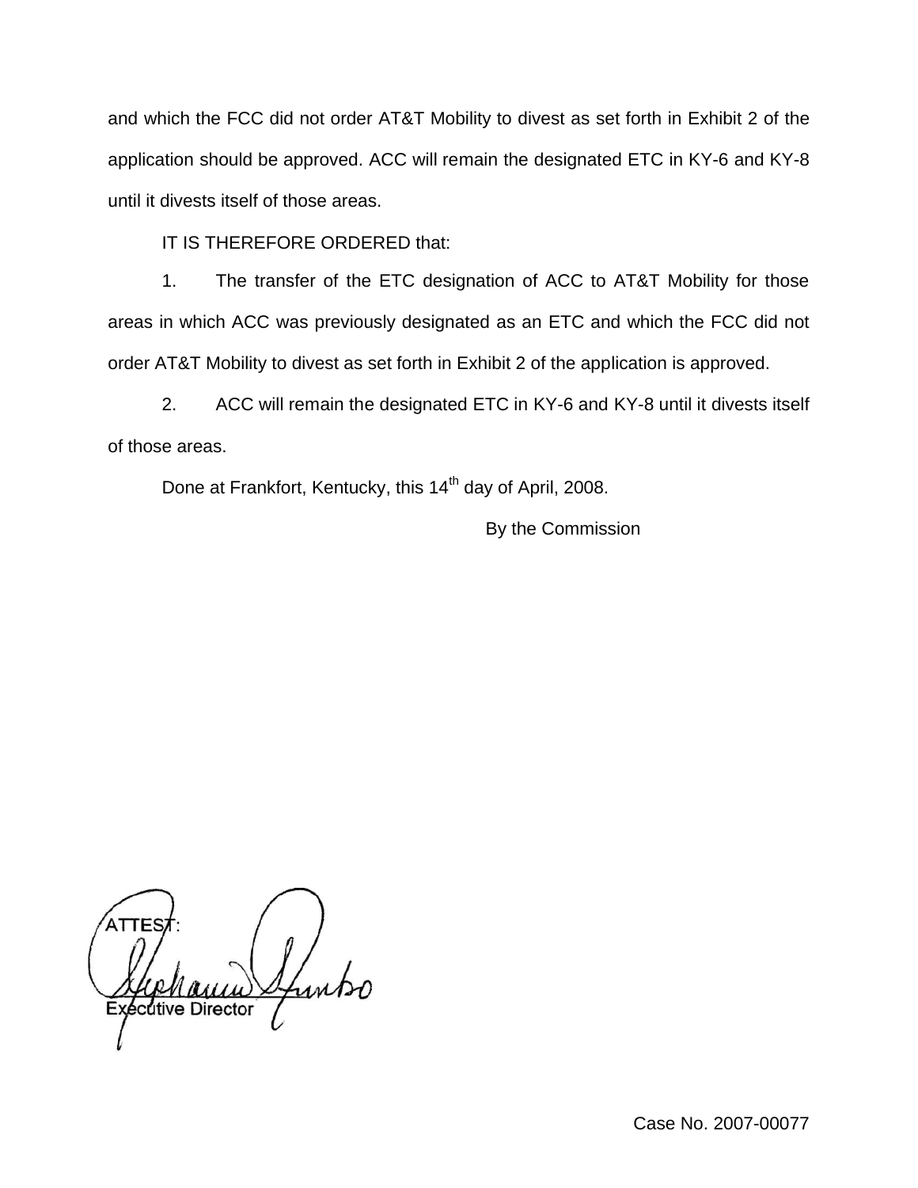and which the FCC did not order AT&T Mobility to divest as set forth in Exhibit 2 of the application should be approved. ACC will remain the designated ETC in KY-6 and KY-8 until it divests itself of those areas.

IT IS THEREFORE ORDERED that:

1. The transfer of the ETC designation of ACC to AT&T Mobility for those areas in which ACC was previously designated as an ETC and which the FCC did not order AT&T Mobility to divest as set forth in Exhibit 2 of the application is approved.

2. ACC will remain the designated ETC in KY-6 and KY-8 until it divests itself of those areas.

Done at Frankfort, Kentucky, this 14th day of April, 2008.

By the Commission

ATTEST:

Executive Director

Case No. 2007-00077